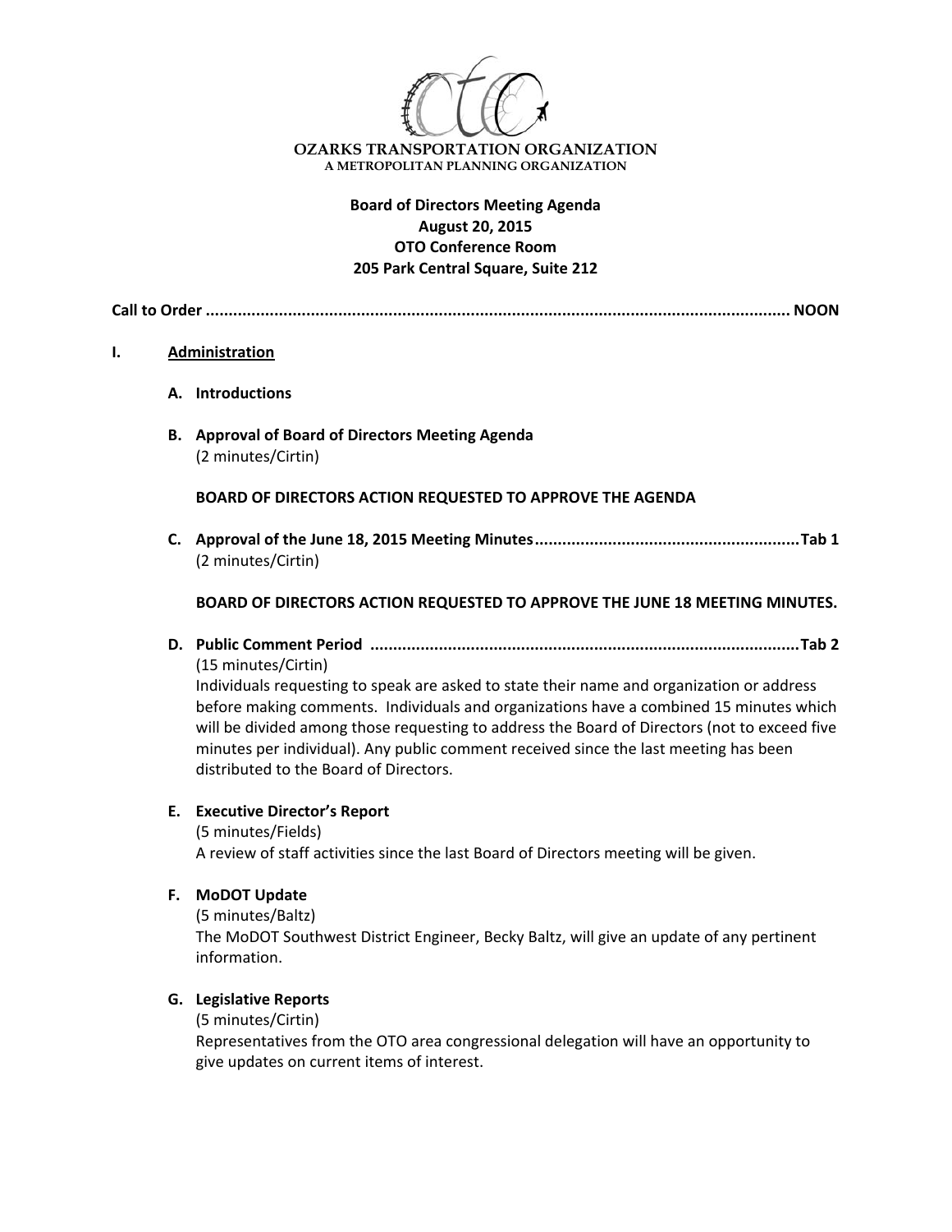**OZARKS TRANSPORTATION ORGANIZATION**
A METROPOLITAN PLANNING ORGANIZATION

**Board of Directors Meeting Agenda**
**August 20, 2015**
**OTO Conference Room**
**205 Park Central Square, Suite 212**

**Call to Order ............................................................................................................. NOON**

**I. Administration**

**A. Introductions**

**B. Approval of Board of Directors Meeting Agenda**
(2 minutes/Cirtin)

**BOARD OF DIRECTORS ACTION REQUESTED TO APPROVE THE AGENDA**

**C. Approval of the June 18, 2015 Meeting Minutes .......................................................... Tab 1**
(2 minutes/Cirtin)

**BOARD OF DIRECTORS ACTION REQUESTED TO APPROVE THE JUNE 18 MEETING MINUTES.**

**D. Public Comment Period ............................................................................................ Tab 2**
(15 minutes/Cirtin)
Individuals requesting to speak are asked to state their name and organization or address before making comments. Individuals and organizations have a combined 15 minutes which will be divided among those requesting to address the Board of Directors (not to exceed five minutes per individual). Any public comment received since the last meeting has been distributed to the Board of Directors.

**E. Executive Director's Report**
(5 minutes/Fields)
A review of staff activities since the last Board of Directors meeting will be given.

**F. MoDOT Update**
(5 minutes/Baltz)
The MoDOT Southwest District Engineer, Becky Baltz, will give an update of any pertinent information.

**G. Legislative Reports**
(5 minutes/Cirtin)
Representatives from the OTO area congressional delegation will have an opportunity to give updates on current items of interest.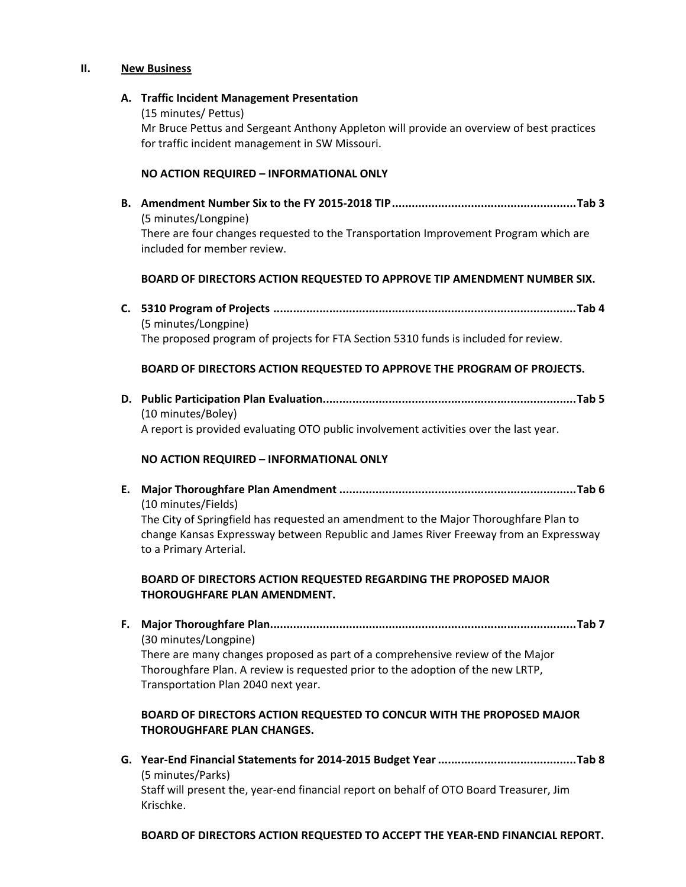## II. New Business

**A. Traffic Incident Management Presentation**

(15 minutes/ Pettus)

Mr Bruce Pettus and Sergeant Anthony Appleton will provide an overview of best practices for traffic incident management in SW Missouri.

**NO ACTION REQUIRED – INFORMATIONAL ONLY**

**B. Amendment Number Six to the FY 2015-2018 TIP........................................................Tab 3**

(5 minutes/Longpine)

There are four changes requested to the Transportation Improvement Program which are included for member review.

**BOARD OF DIRECTORS ACTION REQUESTED TO APPROVE TIP AMENDMENT NUMBER SIX.**

**C. 5310 Program of Projects ...........................................................................................Tab 4**

(5 minutes/Longpine)

The proposed program of projects for FTA Section 5310 funds is included for review.

**BOARD OF DIRECTORS ACTION REQUESTED TO APPROVE THE PROGRAM OF PROJECTS.**

**D. Public Participation Plan Evaluation............................................................................Tab 5**

(10 minutes/Boley)

A report is provided evaluating OTO public involvement activities over the last year.

**NO ACTION REQUIRED – INFORMATIONAL ONLY**

**E. Major Thoroughfare Plan Amendment .......................................................................Tab 6**

(10 minutes/Fields)

The City of Springfield has requested an amendment to the Major Thoroughfare Plan to change Kansas Expressway between Republic and James River Freeway from an Expressway to a Primary Arterial.

**BOARD OF DIRECTORS ACTION REQUESTED REGARDING THE PROPOSED MAJOR THOROUGHFARE PLAN AMENDMENT.**

**F. Major Thoroughfare Plan.............................................................................................Tab 7**

(30 minutes/Longpine)

There are many changes proposed as part of a comprehensive review of the Major Thoroughfare Plan. A review is requested prior to the adoption of the new LRTP, Transportation Plan 2040 next year.

**BOARD OF DIRECTORS ACTION REQUESTED TO CONCUR WITH THE PROPOSED MAJOR THOROUGHFARE PLAN CHANGES.**

**G. Year-End Financial Statements for 2014-2015 Budget Year ..........................................Tab 8**

(5 minutes/Parks)

Staff will present the, year-end financial report on behalf of OTO Board Treasurer, Jim Krischke.

**BOARD OF DIRECTORS ACTION REQUESTED TO ACCEPT THE YEAR-END FINANCIAL REPORT.**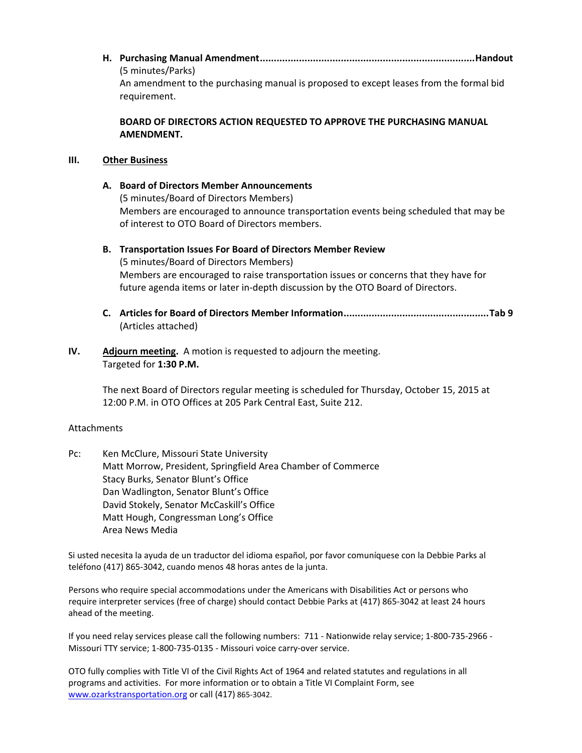H. **Purchasing Manual Amendment............................................................................Handout**
   (5 minutes/Parks)
   An amendment to the purchasing manual is proposed to except leases from the formal bid requirement.

   **BOARD OF DIRECTORS ACTION REQUESTED TO APPROVE THE PURCHASING MANUAL AMENDMENT.**

**III. Other Business**

A. **Board of Directors Member Announcements**
   (5 minutes/Board of Directors Members)
   Members are encouraged to announce transportation events being scheduled that may be of interest to OTO Board of Directors members.

B. **Transportation Issues For Board of Directors Member Review**
   (5 minutes/Board of Directors Members)
   Members are encouraged to raise transportation issues or concerns that they have for future agenda items or later in-depth discussion by the OTO Board of Directors.

C. **Articles for Board of Directors Member Information...................................................Tab 9**
   (Articles attached)

**IV. Adjourn meeting.** A motion is requested to adjourn the meeting.
Targeted for **1:30 P.M.**

The next Board of Directors regular meeting is scheduled for Thursday, October 15, 2015 at 12:00 P.M. in OTO Offices at 205 Park Central East, Suite 212.

Attachments

Pc: Ken McClure, Missouri State University
Matt Morrow, President, Springfield Area Chamber of Commerce
Stacy Burks, Senator Blunt's Office
Dan Wadlington, Senator Blunt's Office
David Stokely, Senator McCaskill's Office
Matt Hough, Congressman Long's Office
Area News Media

Si usted necesita la ayuda de un traductor del idioma español, por favor comuníquese con la Debbie Parks al teléfono (417) 865-3042, cuando menos 48 horas antes de la junta.

Persons who require special accommodations under the Americans with Disabilities Act or persons who require interpreter services (free of charge) should contact Debbie Parks at (417) 865-3042 at least 24 hours ahead of the meeting.

If you need relay services please call the following numbers: 711 - Nationwide relay service; 1-800-735-2966 - Missouri TTY service; 1-800-735-0135 - Missouri voice carry-over service.

OTO fully complies with Title VI of the Civil Rights Act of 1964 and related statutes and regulations in all programs and activities. For more information or to obtain a Title VI Complaint Form, see www.ozarkstransportation.org or call (417) 865-3042.